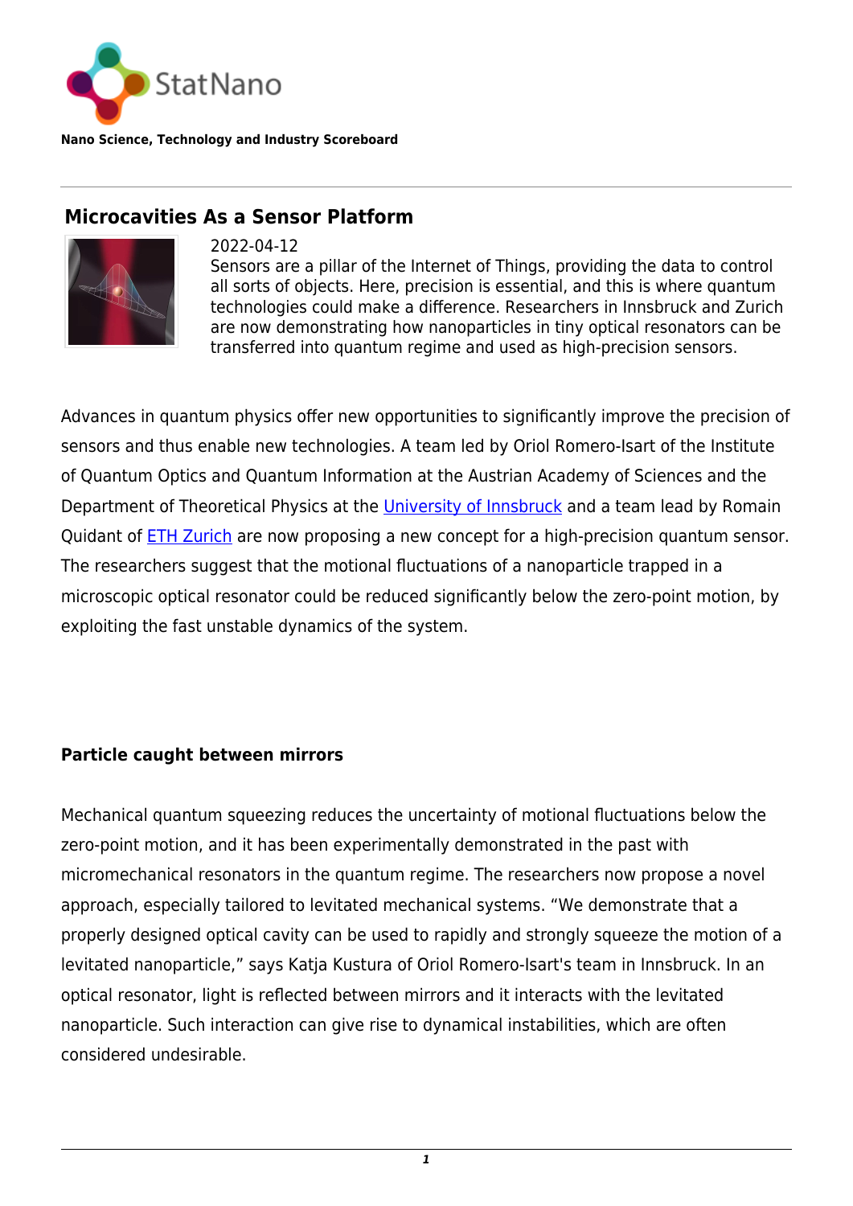StatNano

**Nano Science, Technology and Industry Scoreboard**

## Microcavities As a Sensor Platform

2022-04-12

Sensors are a pillar of the Internet of Things, providing the data to control all sorts of objects. Here, precision is essential, and this is where quantum technologies could make a difference. Researchers in Innsbruck and Zurich are now demonstrating how nanoparticles in tiny optical resonators can be transferred into quantum regime and used as high-precision sensors.

Advances in quantum physics offer new opportunities to significantly improve the precision of sensors and thus enable new technologies. A team led by Oriol Romero-Isart of the Institute of Quantum Optics and Quantum Information at the Austrian Academy of Sciences and the Department of Theoretical Physics at the University of Innsbruck and a team lead by Romain Quidant of ETH Zurich are now proposing a new concept for a high-precision quantum sensor. The researchers suggest that the motional fluctuations of a nanoparticle trapped in a microscopic optical resonator could be reduced significantly below the zero-point motion, by exploiting the fast unstable dynamics of the system.

**Particle caught between mirrors**

Mechanical quantum squeezing reduces the uncertainty of motional fluctuations below the zero-point motion, and it has been experimentally demonstrated in the past with micromechanical resonators in the quantum regime. The researchers now propose a novel approach, especially tailored to levitated mechanical systems. "We demonstrate that a properly designed optical cavity can be used to rapidly and strongly squeeze the motion of a levitated nanoparticle," says Katja Kustura of Oriol Romero-Isart's team in Innsbruck. In an optical resonator, light is reflected between mirrors and it interacts with the levitated nanoparticle. Such interaction can give rise to dynamical instabilities, which are often considered undesirable.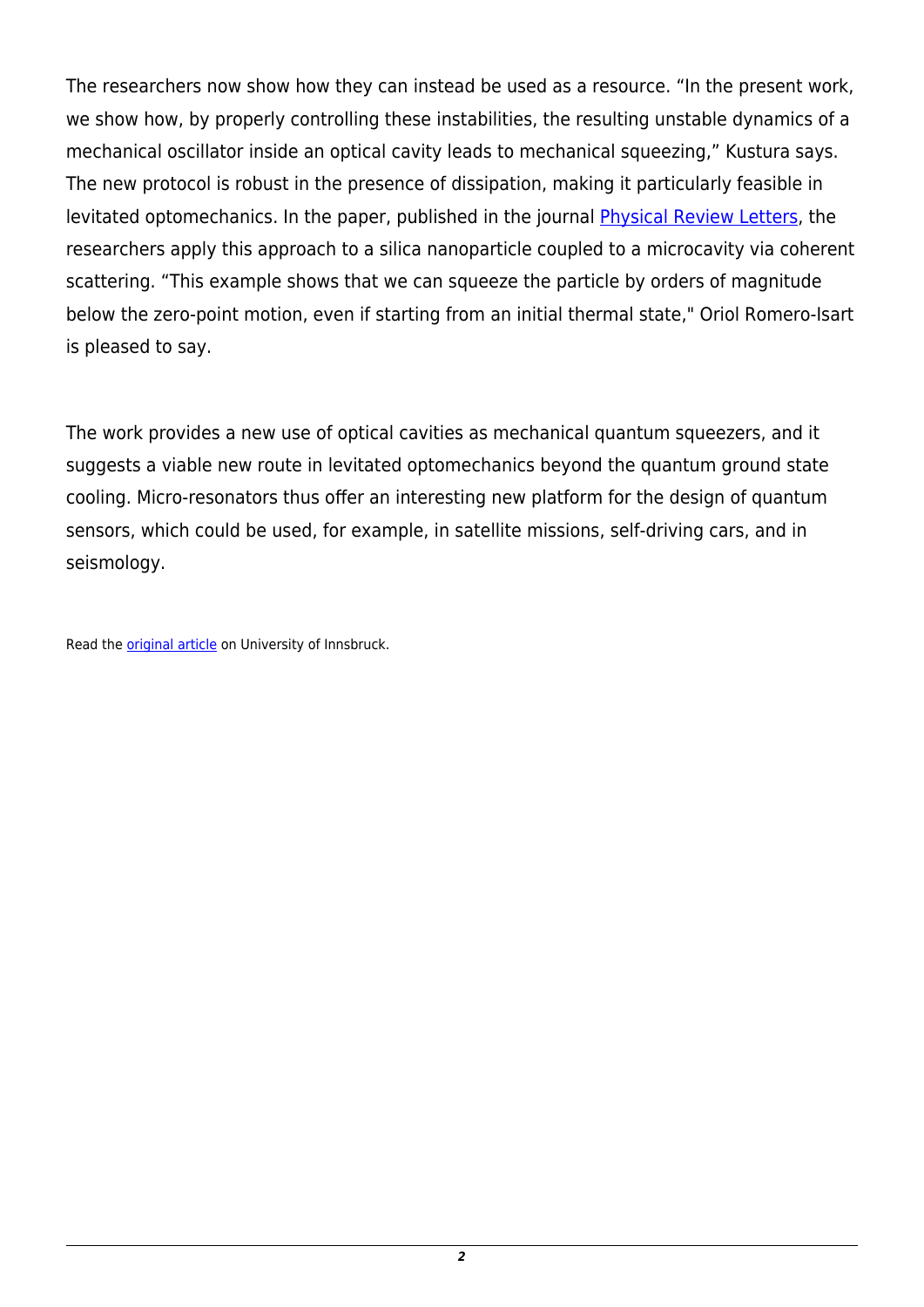The researchers now show how they can instead be used as a resource. “In the present work, we show how, by properly controlling these instabilities, the resulting unstable dynamics of a mechanical oscillator inside an optical cavity leads to mechanical squeezing,” Kustura says. The new protocol is robust in the presence of dissipation, making it particularly feasible in levitated optomechanics. In the paper, published in the journal Physical Review Letters, the researchers apply this approach to a silica nanoparticle coupled to a microcavity via coherent scattering. “This example shows that we can squeeze the particle by orders of magnitude below the zero-point motion, even if starting from an initial thermal state," Oriol Romero-Isart is pleased to say.

The work provides a new use of optical cavities as mechanical quantum squeezers, and it suggests a viable new route in levitated optomechanics beyond the quantum ground state cooling. Micro-resonators thus offer an interesting new platform for the design of quantum sensors, which could be used, for example, in satellite missions, self-driving cars, and in seismology.

Read the original article on University of Innsbruck.